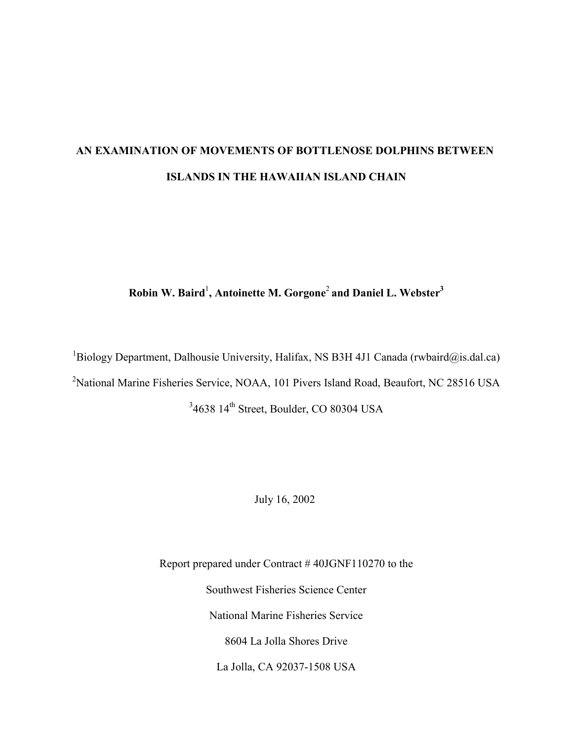# AN EXAMINATION OF MOVEMENTS OF BOTTLENOSE DOLPHINS BETWEEN ISLANDS IN THE HAWAIIAN ISLAND CHAIN

**Robin W. Baird[1], Antoinette M. Gorgone[2] and Daniel L. Webster[3]**

[1]Biology Department, Dalhousie University, Halifax, NS B3H 4J1 Canada (rwbaird@is.dal.ca)

[2]National Marine Fisheries Service, NOAA, 101 Pivers Island Road, Beaufort, NC 28516 USA

[3]4638 14th Street, Boulder, CO 80304 USA

July 16, 2002

Report prepared under Contract # 40JGNF110270 to the

Southwest Fisheries Science Center

National Marine Fisheries Service

8604 La Jolla Shores Drive

La Jolla, CA 92037-1508 USA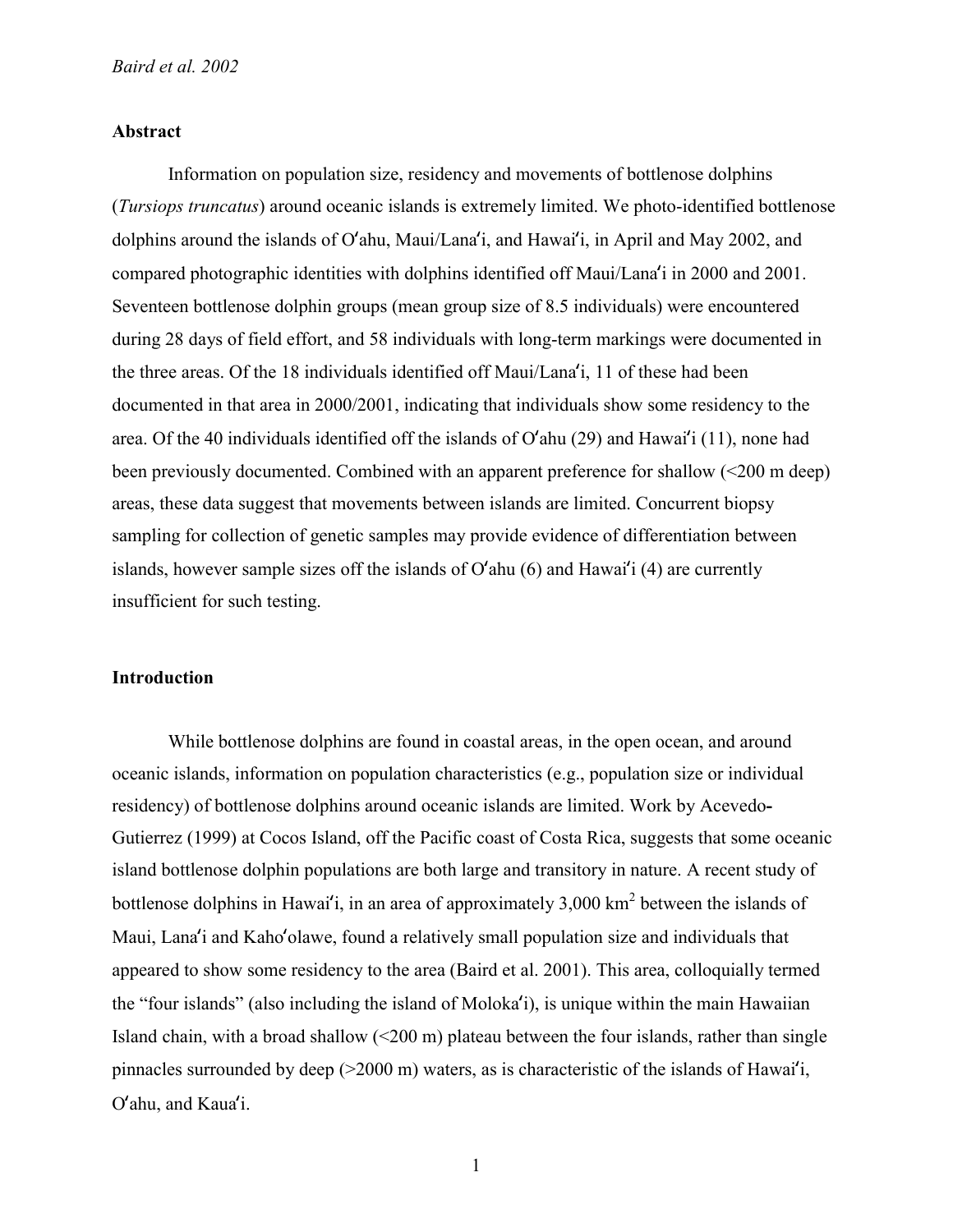## Abstract

Information on population size, residency and movements of bottlenose dolphins (*Tursiops truncatus*) around oceanic islands is extremely limited. We photo-identified bottlenose dolphins around the islands of Oʻahu, Maui/Lanaʻi, and Hawaiʻi, in April and May 2002, and compared photographic identities with dolphins identified off Maui/Lanaʻi in 2000 and 2001. Seventeen bottlenose dolphin groups (mean group size of 8.5 individuals) were encountered during 28 days of field effort, and 58 individuals with long-term markings were documented in the three areas. Of the 18 individuals identified off Maui/Lanaʻi, 11 of these had been documented in that area in 2000/2001, indicating that individuals show some residency to the area. Of the 40 individuals identified off the islands of Oʻahu (29) and Hawaiʻi (11), none had been previously documented. Combined with an apparent preference for shallow (<200 m deep) areas, these data suggest that movements between islands are limited. Concurrent biopsy sampling for collection of genetic samples may provide evidence of differentiation between islands, however sample sizes off the islands of Oʻahu (6) and Hawaiʻi (4) are currently insufficient for such testing.

## Introduction

While bottlenose dolphins are found in coastal areas, in the open ocean, and around oceanic islands, information on population characteristics (e.g., population size or individual residency) of bottlenose dolphins around oceanic islands are limited. Work by Acevedo-Gutierrez (1999) at Cocos Island, off the Pacific coast of Costa Rica, suggests that some oceanic island bottlenose dolphin populations are both large and transitory in nature. A recent study of bottlenose dolphins in Hawaiʻi, in an area of approximately 3,000 km$^2$ between the islands of Maui, Lanaʻi and Kahoʻolawe, found a relatively small population size and individuals that appeared to show some residency to the area (Baird et al. 2001). This area, colloquially termed the "four islands" (also including the island of Molokaʻi), is unique within the main Hawaiian Island chain, with a broad shallow (<200 m) plateau between the four islands, rather than single pinnacles surrounded by deep (>2000 m) waters, as is characteristic of the islands of Hawaiʻi, Oʻahu, and Kauaʻi.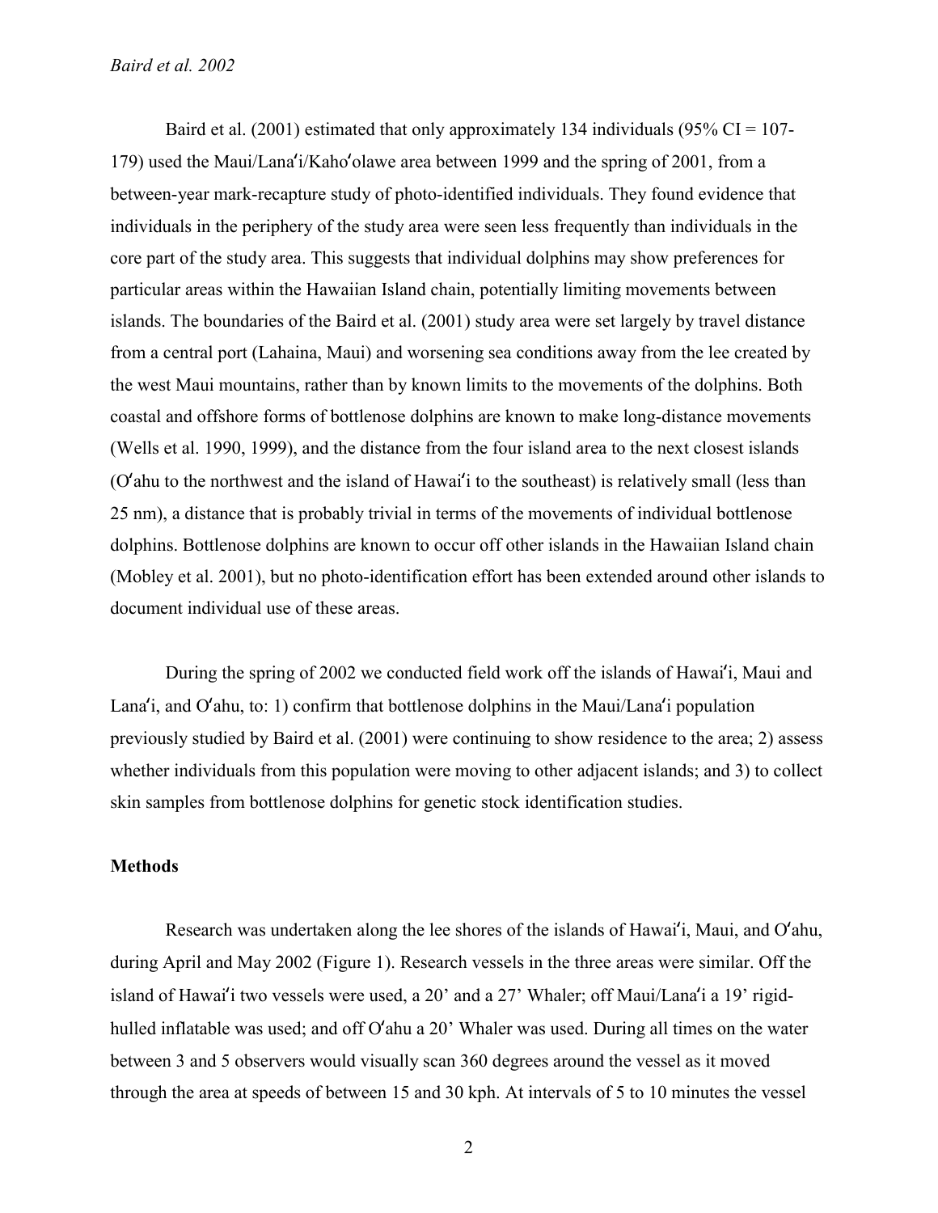Baird et al. (2001) estimated that only approximately 134 individuals (95% CI = 107-179) used the Maui/Lanaʻi/Kahoʻolawe area between 1999 and the spring of 2001, from a between-year mark-recapture study of photo-identified individuals. They found evidence that individuals in the periphery of the study area were seen less frequently than individuals in the core part of the study area. This suggests that individual dolphins may show preferences for particular areas within the Hawaiian Island chain, potentially limiting movements between islands. The boundaries of the Baird et al. (2001) study area were set largely by travel distance from a central port (Lahaina, Maui) and worsening sea conditions away from the lee created by the west Maui mountains, rather than by known limits to the movements of the dolphins. Both coastal and offshore forms of bottlenose dolphins are known to make long-distance movements (Wells et al. 1990, 1999), and the distance from the four island area to the next closest islands (Oʻahu to the northwest and the island of Hawaiʻi to the southeast) is relatively small (less than 25 nm), a distance that is probably trivial in terms of the movements of individual bottlenose dolphins. Bottlenose dolphins are known to occur off other islands in the Hawaiian Island chain (Mobley et al. 2001), but no photo-identification effort has been extended around other islands to document individual use of these areas.

During the spring of 2002 we conducted field work off the islands of Hawaiʻi, Maui and Lanaʻi, and Oʻahu, to: 1) confirm that bottlenose dolphins in the Maui/Lanaʻi population previously studied by Baird et al. (2001) were continuing to show residence to the area; 2) assess whether individuals from this population were moving to other adjacent islands; and 3) to collect skin samples from bottlenose dolphins for genetic stock identification studies.

## Methods

Research was undertaken along the lee shores of the islands of Hawaiʻi, Maui, and Oʻahu, during April and May 2002 (Figure 1). Research vessels in the three areas were similar. Off the island of Hawaiʻi two vessels were used, a 20' and a 27' Whaler; off Maui/Lanaʻi a 19' rigid-hulled inflatable was used; and off Oʻahu a 20' Whaler was used. During all times on the water between 3 and 5 observers would visually scan 360 degrees around the vessel as it moved through the area at speeds of between 15 and 30 kph. At intervals of 5 to 10 minutes the vessel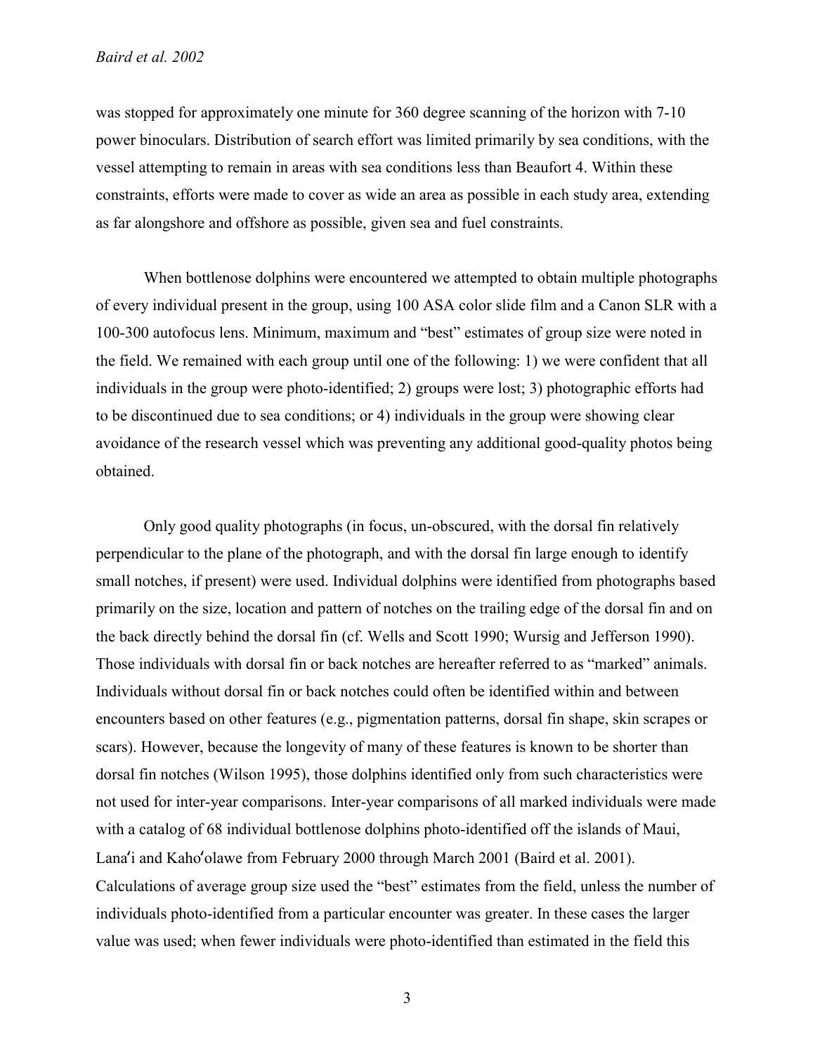was stopped for approximately one minute for 360 degree scanning of the horizon with 7-10 power binoculars. Distribution of search effort was limited primarily by sea conditions, with the vessel attempting to remain in areas with sea conditions less than Beaufort 4. Within these constraints, efforts were made to cover as wide an area as possible in each study area, extending as far alongshore and offshore as possible, given sea and fuel constraints.

When bottlenose dolphins were encountered we attempted to obtain multiple photographs of every individual present in the group, using 100 ASA color slide film and a Canon SLR with a 100-300 autofocus lens. Minimum, maximum and "best" estimates of group size were noted in the field. We remained with each group until one of the following: 1) we were confident that all individuals in the group were photo-identified; 2) groups were lost; 3) photographic efforts had to be discontinued due to sea conditions; or 4) individuals in the group were showing clear avoidance of the research vessel which was preventing any additional good-quality photos being obtained.

Only good quality photographs (in focus, un-obscured, with the dorsal fin relatively perpendicular to the plane of the photograph, and with the dorsal fin large enough to identify small notches, if present) were used. Individual dolphins were identified from photographs based primarily on the size, location and pattern of notches on the trailing edge of the dorsal fin and on the back directly behind the dorsal fin (cf. Wells and Scott 1990; Wursig and Jefferson 1990). Those individuals with dorsal fin or back notches are hereafter referred to as "marked" animals. Individuals without dorsal fin or back notches could often be identified within and between encounters based on other features (e.g., pigmentation patterns, dorsal fin shape, skin scrapes or scars). However, because the longevity of many of these features is known to be shorter than dorsal fin notches (Wilson 1995), those dolphins identified only from such characteristics were not used for inter-year comparisons. Inter-year comparisons of all marked individuals were made with a catalog of 68 individual bottlenose dolphins photo-identified off the islands of Maui, Lanaʻi and Kahoʻolawe from February 2000 through March 2001 (Baird et al. 2001). Calculations of average group size used the "best" estimates from the field, unless the number of individuals photo-identified from a particular encounter was greater. In these cases the larger value was used; when fewer individuals were photo-identified than estimated in the field this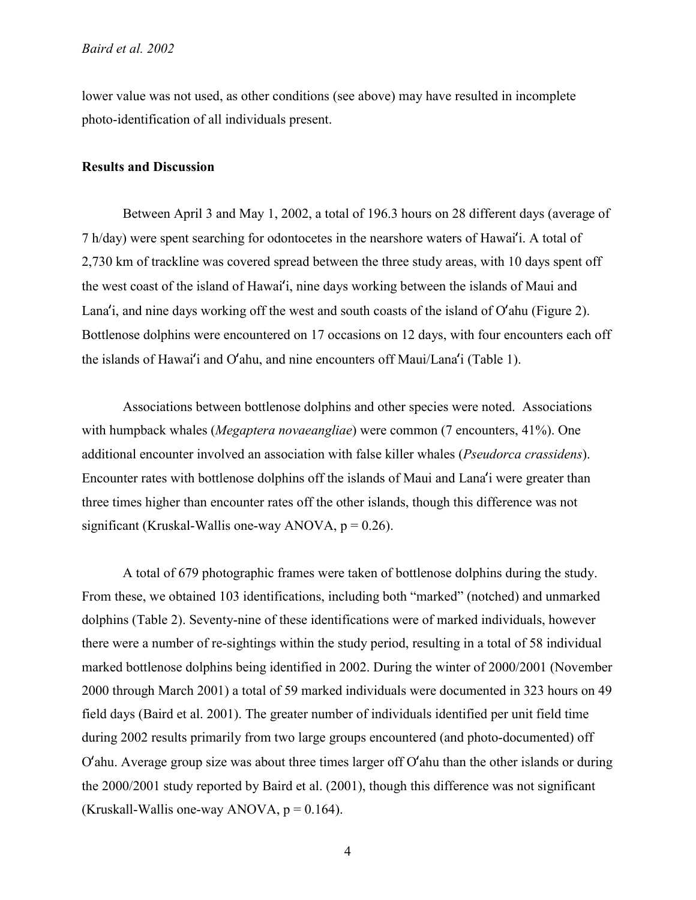lower value was not used, as other conditions (see above) may have resulted in incomplete photo-identification of all individuals present.

## Results and Discussion

Between April 3 and May 1, 2002, a total of 196.3 hours on 28 different days (average of 7 h/day) were spent searching for odontocetes in the nearshore waters of Hawaiʻi. A total of 2,730 km of trackline was covered spread between the three study areas, with 10 days spent off the west coast of the island of Hawaiʻi, nine days working between the islands of Maui and Lanaʻi, and nine days working off the west and south coasts of the island of Oʻahu (Figure 2). Bottlenose dolphins were encountered on 17 occasions on 12 days, with four encounters each off the islands of Hawaiʻi and Oʻahu, and nine encounters off Maui/Lanaʻi (Table 1).

Associations between bottlenose dolphins and other species were noted. Associations with humpback whales (*Megaptera novaeangliae*) were common (7 encounters, 41%). One additional encounter involved an association with false killer whales (*Pseudorca crassidens*). Encounter rates with bottlenose dolphins off the islands of Maui and Lanaʻi were greater than three times higher than encounter rates off the other islands, though this difference was not significant (Kruskal-Wallis one-way ANOVA, $p = 0.26$).

A total of 679 photographic frames were taken of bottlenose dolphins during the study. From these, we obtained 103 identifications, including both "marked" (notched) and unmarked dolphins (Table 2). Seventy-nine of these identifications were of marked individuals, however there were a number of re-sightings within the study period, resulting in a total of 58 individual marked bottlenose dolphins being identified in 2002. During the winter of 2000/2001 (November 2000 through March 2001) a total of 59 marked individuals were documented in 323 hours on 49 field days (Baird et al. 2001). The greater number of individuals identified per unit field time during 2002 results primarily from two large groups encountered (and photo-documented) off Oʻahu. Average group size was about three times larger off Oʻahu than the other islands or during the 2000/2001 study reported by Baird et al. (2001), though this difference was not significant (Kruskall-Wallis one-way ANOVA, $p = 0.164$).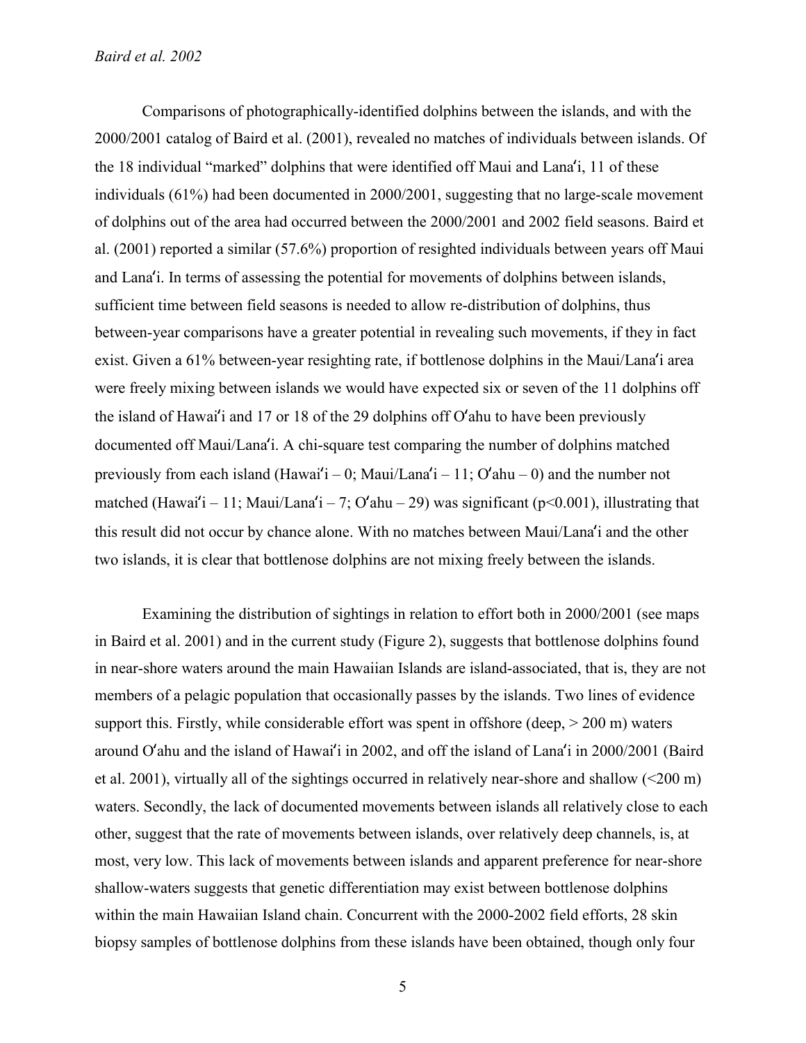Comparisons of photographically-identified dolphins between the islands, and with the 2000/2001 catalog of Baird et al. (2001), revealed no matches of individuals between islands. Of the 18 individual "marked" dolphins that were identified off Maui and Lanaʻi, 11 of these individuals (61%) had been documented in 2000/2001, suggesting that no large-scale movement of dolphins out of the area had occurred between the 2000/2001 and 2002 field seasons. Baird et al. (2001) reported a similar (57.6%) proportion of resighted individuals between years off Maui and Lanaʻi. In terms of assessing the potential for movements of dolphins between islands, sufficient time between field seasons is needed to allow re-distribution of dolphins, thus between-year comparisons have a greater potential in revealing such movements, if they in fact exist. Given a 61% between-year resighting rate, if bottlenose dolphins in the Maui/Lanaʻi area were freely mixing between islands we would have expected six or seven of the 11 dolphins off the island of Hawaiʻi and 17 or 18 of the 29 dolphins off Oʻahu to have been previously documented off Maui/Lanaʻi. A chi-square test comparing the number of dolphins matched previously from each island (Hawaiʻi – 0; Maui/Lanaʻi – 11; Oʻahu – 0) and the number not matched (Hawaiʻi – 11; Maui/Lanaʻi – 7; Oʻahu – 29) was significant ($p<0.001$), illustrating that this result did not occur by chance alone. With no matches between Maui/Lanaʻi and the other two islands, it is clear that bottlenose dolphins are not mixing freely between the islands.

Examining the distribution of sightings in relation to effort both in 2000/2001 (see maps in Baird et al. 2001) and in the current study (Figure 2), suggests that bottlenose dolphins found in near-shore waters around the main Hawaiian Islands are island-associated, that is, they are not members of a pelagic population that occasionally passes by the islands. Two lines of evidence support this. Firstly, while considerable effort was spent in offshore (deep, > 200 m) waters around Oʻahu and the island of Hawaiʻi in 2002, and off the island of Lanaʻi in 2000/2001 (Baird et al. 2001), virtually all of the sightings occurred in relatively near-shore and shallow (<200 m) waters. Secondly, the lack of documented movements between islands all relatively close to each other, suggest that the rate of movements between islands, over relatively deep channels, is, at most, very low. This lack of movements between islands and apparent preference for near-shore shallow-waters suggests that genetic differentiation may exist between bottlenose dolphins within the main Hawaiian Island chain. Concurrent with the 2000-2002 field efforts, 28 skin biopsy samples of bottlenose dolphins from these islands have been obtained, though only four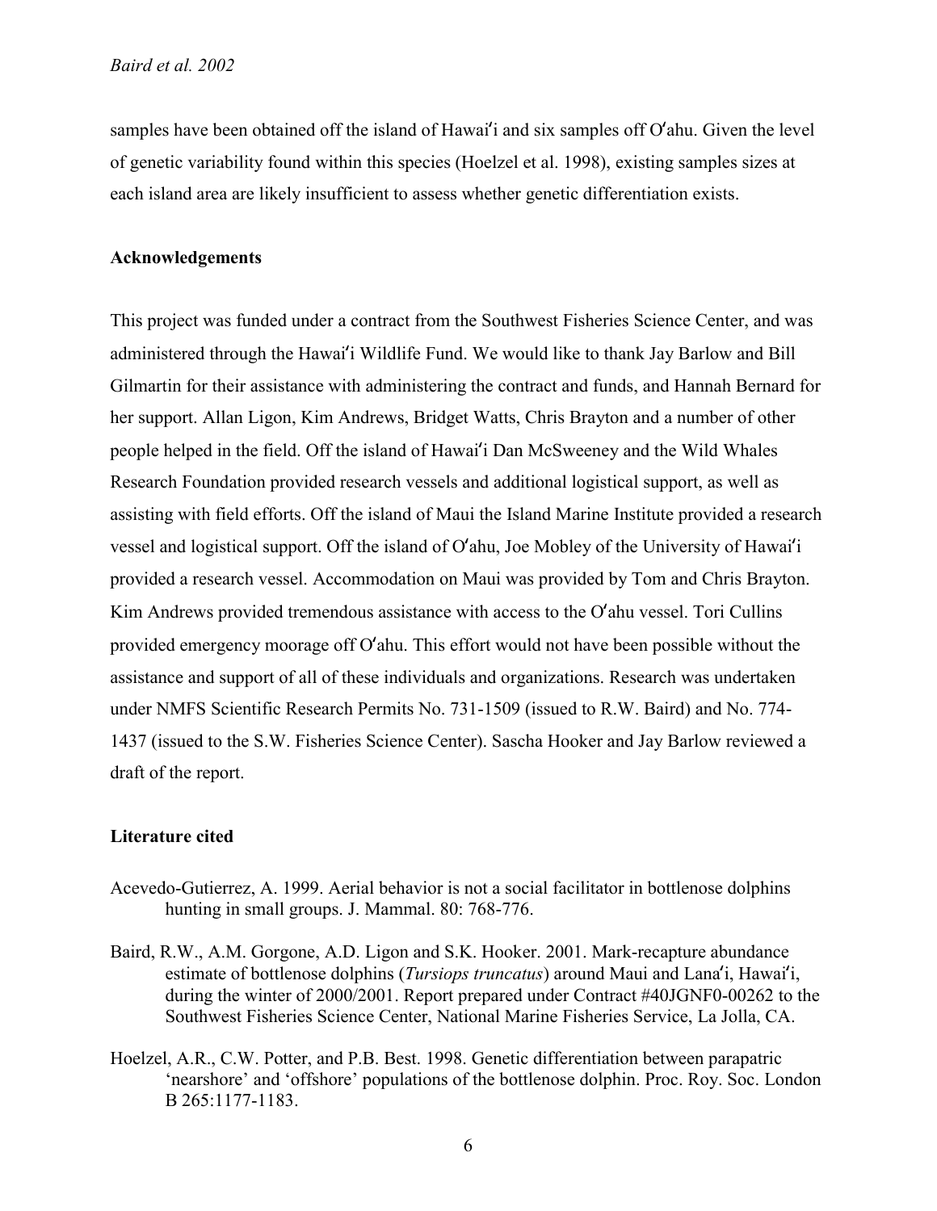samples have been obtained off the island of Hawaiʻi and six samples off Oʻahu. Given the level of genetic variability found within this species (Hoelzel et al. 1998), existing samples sizes at each island area are likely insufficient to assess whether genetic differentiation exists.

## Acknowledgements

This project was funded under a contract from the Southwest Fisheries Science Center, and was administered through the Hawaiʻi Wildlife Fund. We would like to thank Jay Barlow and Bill Gilmartin for their assistance with administering the contract and funds, and Hannah Bernard for her support. Allan Ligon, Kim Andrews, Bridget Watts, Chris Brayton and a number of other people helped in the field. Off the island of Hawaiʻi Dan McSweeney and the Wild Whales Research Foundation provided research vessels and additional logistical support, as well as assisting with field efforts. Off the island of Maui the Island Marine Institute provided a research vessel and logistical support. Off the island of Oʻahu, Joe Mobley of the University of Hawaiʻi provided a research vessel. Accommodation on Maui was provided by Tom and Chris Brayton. Kim Andrews provided tremendous assistance with access to the Oʻahu vessel. Tori Cullins provided emergency moorage off Oʻahu. This effort would not have been possible without the assistance and support of all of these individuals and organizations. Research was undertaken under NMFS Scientific Research Permits No. 731-1509 (issued to R.W. Baird) and No. 774-1437 (issued to the S.W. Fisheries Science Center). Sascha Hooker and Jay Barlow reviewed a draft of the report.

## Literature cited

Acevedo-Gutierrez, A. 1999. Aerial behavior is not a social facilitator in bottlenose dolphins hunting in small groups. J. Mammal. 80: 768-776.

Baird, R.W., A.M. Gorgone, A.D. Ligon and S.K. Hooker. 2001. Mark-recapture abundance estimate of bottlenose dolphins (*Tursiops truncatus*) around Maui and Lanaʻi, Hawaiʻi, during the winter of 2000/2001. Report prepared under Contract #40JGNF0-00262 to the Southwest Fisheries Science Center, National Marine Fisheries Service, La Jolla, CA.

Hoelzel, A.R., C.W. Potter, and P.B. Best. 1998. Genetic differentiation between parapatric 'nearshore' and 'offshore' populations of the bottlenose dolphin. Proc. Roy. Soc. London B 265:1177-1183.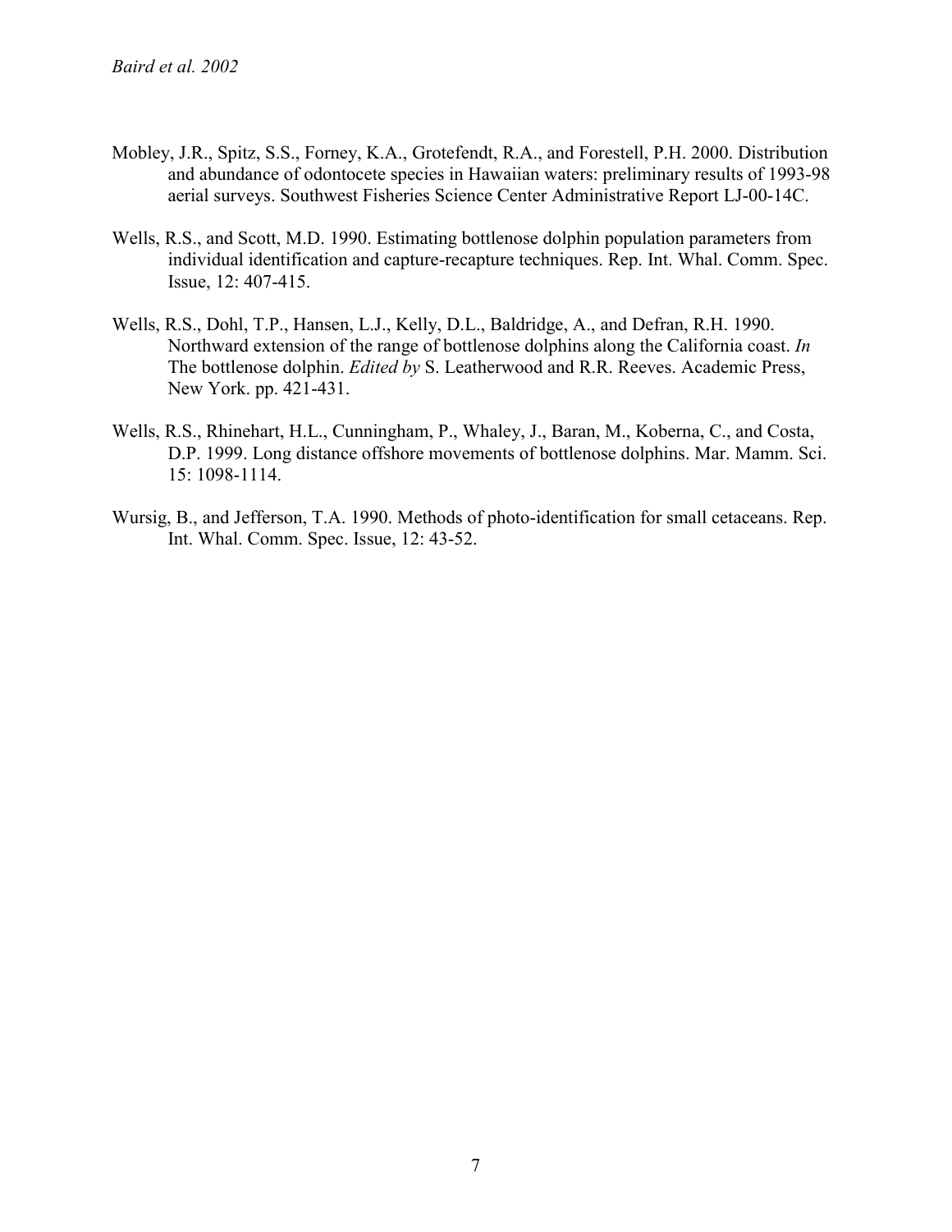Mobley, J.R., Spitz, S.S., Forney, K.A., Grotefendt, R.A., and Forestell, P.H. 2000. Distribution and abundance of odontocete species in Hawaiian waters: preliminary results of 1993-98 aerial surveys. Southwest Fisheries Science Center Administrative Report LJ-00-14C.

Wells, R.S., and Scott, M.D. 1990. Estimating bottlenose dolphin population parameters from individual identification and capture-recapture techniques. Rep. Int. Whal. Comm. Spec. Issue, 12: 407-415.

Wells, R.S., Dohl, T.P., Hansen, L.J., Kelly, D.L., Baldridge, A., and Defran, R.H. 1990. Northward extension of the range of bottlenose dolphins along the California coast. *In* The bottlenose dolphin. *Edited by* S. Leatherwood and R.R. Reeves. Academic Press, New York. pp. 421-431.

Wells, R.S., Rhinehart, H.L., Cunningham, P., Whaley, J., Baran, M., Koberna, C., and Costa, D.P. 1999. Long distance offshore movements of bottlenose dolphins. Mar. Mamm. Sci. 15: 1098-1114.

Wursig, B., and Jefferson, T.A. 1990. Methods of photo-identification for small cetaceans. Rep. Int. Whal. Comm. Spec. Issue, 12: 43-52.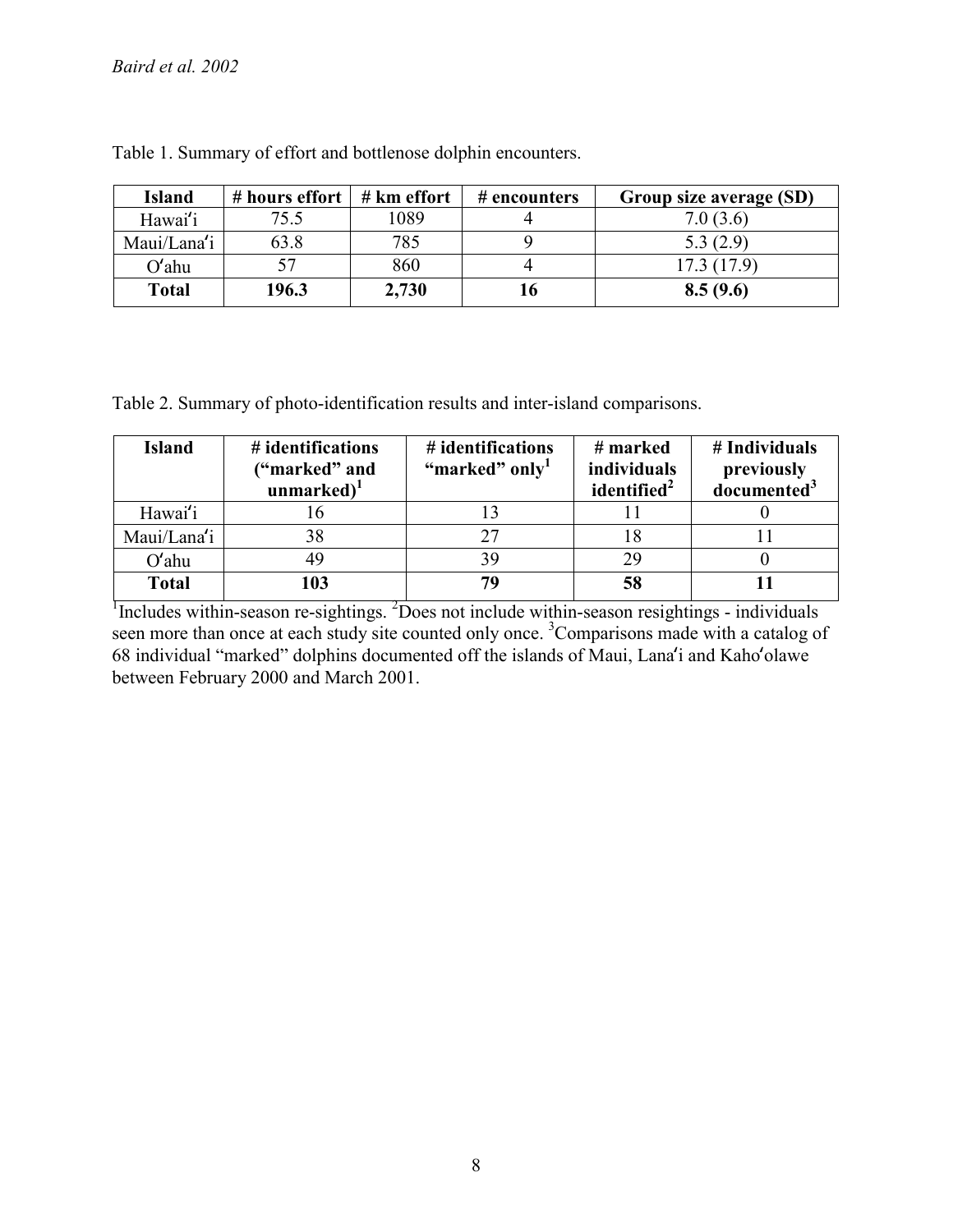Table 1. Summary of effort and bottlenose dolphin encounters.

| Island | # hours effort | # km effort | # encounters | Group size average (SD) |
|---|---|---|---|---|
| Hawaiʻi | 75.5 | 1089 | 4 | 7.0 (3.6) |
| Maui/Lanaʻi | 63.8 | 785 | 9 | 5.3 (2.9) |
| Oʻahu | 57 | 860 | 4 | 17.3 (17.9) |
| **Total** | **196.3** | **2,730** | **16** | **8.5 (9.6)** |

Table 2. Summary of photo-identification results and inter-island comparisons.

| Island | # identifications ("marked" and unmarked)[1] | # identifications "marked" only[1] | # marked individuals identified[2] | # Individuals previously documented[3] |
|---|---|---|---|---|
| Hawaiʻi | 16 | 13 | 11 | 0 |
| Maui/Lanaʻi | 38 | 27 | 18 | 11 |
| Oʻahu | 49 | 39 | 29 | 0 |
| **Total** | **103** | **79** | **58** | **11** |

[1]Includes within-season re-sightings. [2]Does not include within-season resightings - individuals seen more than once at each study site counted only once. [3]Comparisons made with a catalog of 68 individual "marked" dolphins documented off the islands of Maui, Lanaʻi and Kahoʻolawe between February 2000 and March 2001.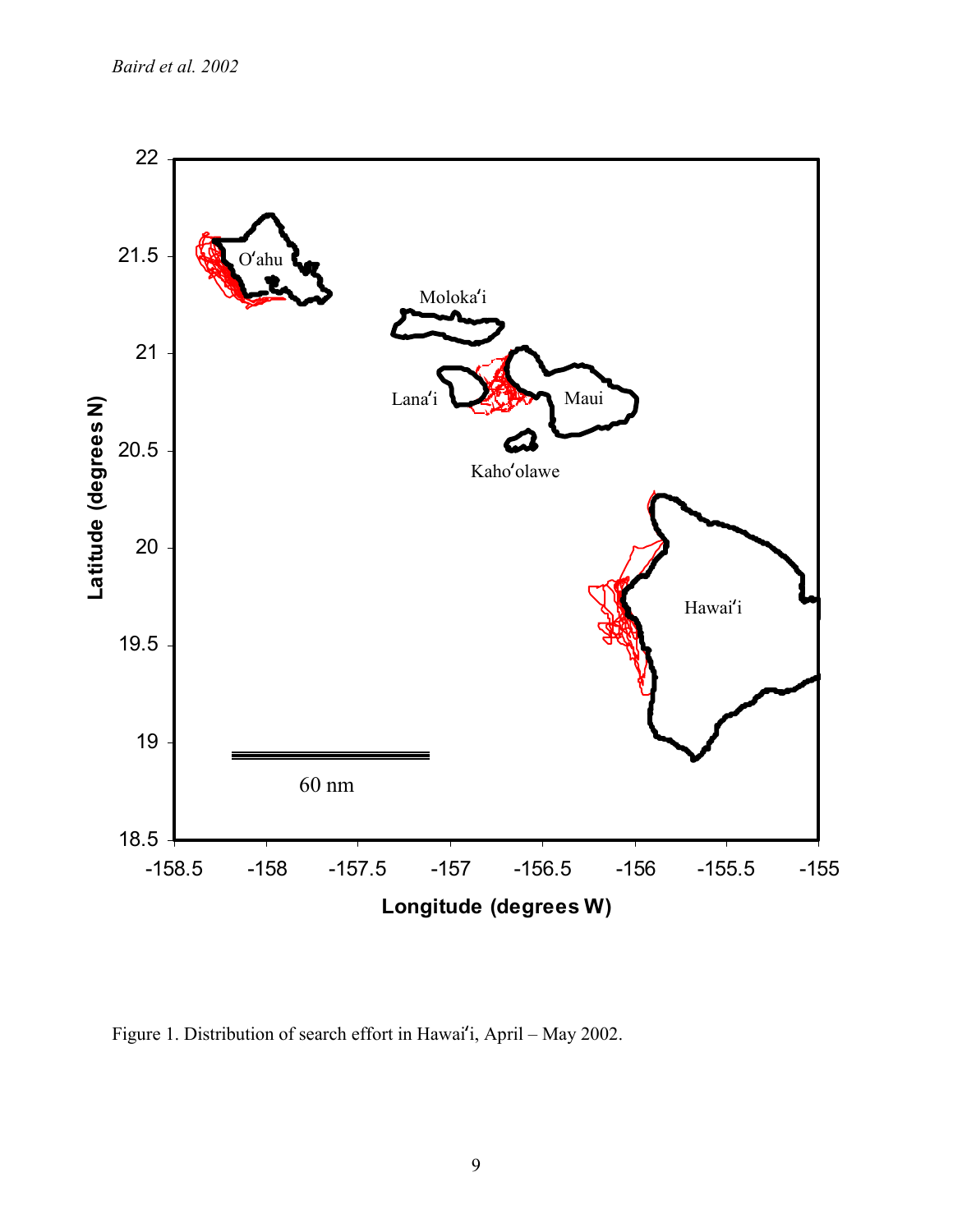Figure 1. Distribution of search effort in Hawaiʻi, April – May 2002.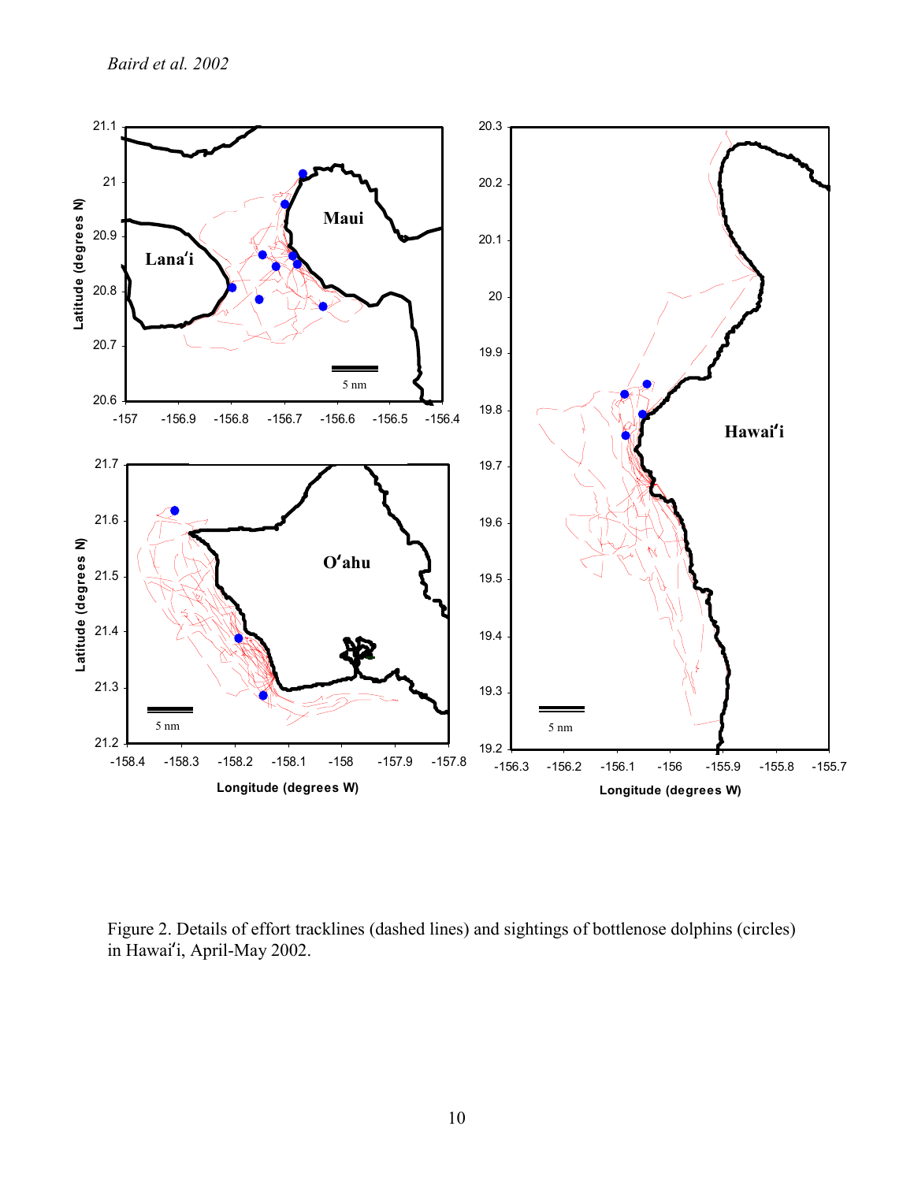Lanaʻi

Maui

5 nm

Latitude (degrees N)

21.1
21
20.9
20.8
20.7
20.6

-157 -156.9 -156.8 -156.7 -156.6 -156.5 -156.4

Oʻahu

5 nm

Latitude (degrees N)

21.7
21.6
21.5
21.4
21.3
21.2

-158.4 -158.3 -158.2 -158.1 -158 -157.9 -157.8

Longitude (degrees W)

Hawaiʻi

5 nm

20.3
20.2
20.1
20
19.9
19.8
19.7
19.6
19.5
19.4
19.3
19.2

-156.3 -156.2 -156.1 -156 -155.9 -155.8 -155.7

Longitude (degrees W)

Figure 2. Details of effort tracklines (dashed lines) and sightings of bottlenose dolphins (circles) in Hawaiʻi, April-May 2002.